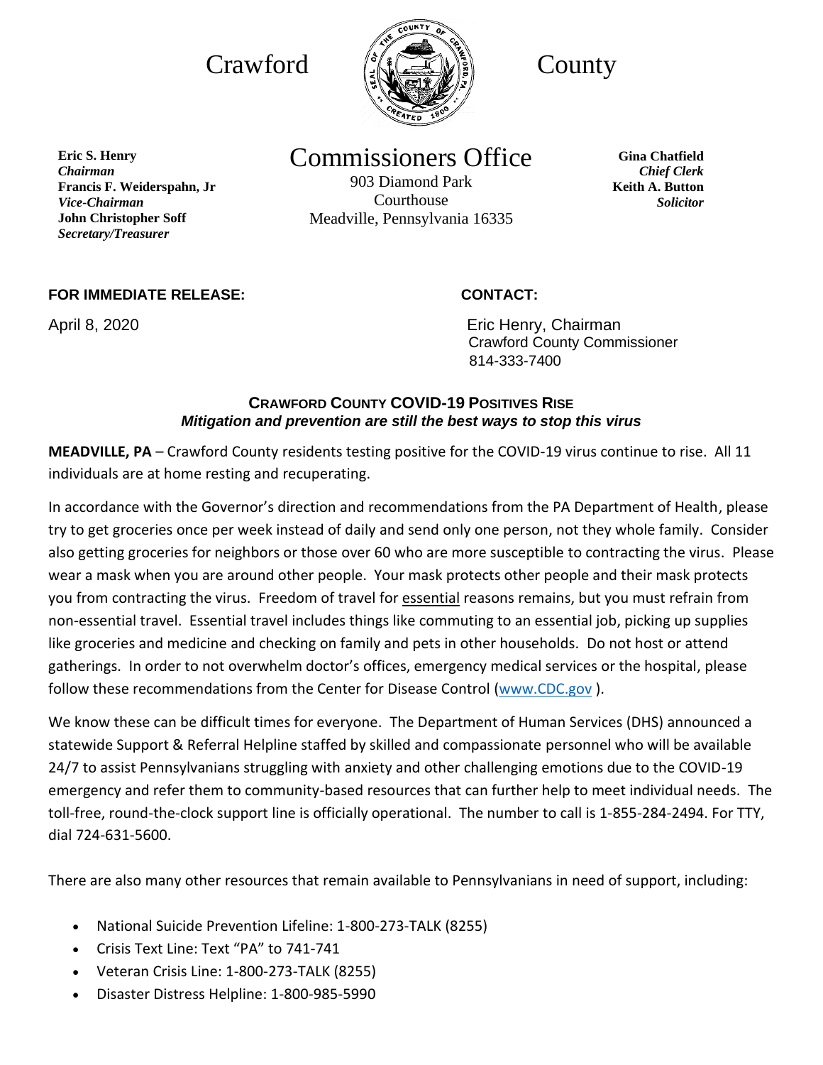# Crawford County

## Commissioners Office

903 Diamond Park
Courthouse
Meadville, Pennsylvania 16335

**Eric S. Henry**
***Chairman***
**Francis F. Weiderspahn, Jr**
***Vice-Chairman***
**John Christopher Soff**
***Secretary/Treasurer***

**Gina Chatfield**
***Chief Clerk***
**Keith A. Button**
***Solicitor***

**FOR IMMEDIATE RELEASE:**

April 8, 2020

**CONTACT:**

Eric Henry, Chairman
Crawford County Commissioner
814-333-7400

### CRAWFORD COUNTY COVID-19 POSITIVES RISE

***Mitigation and prevention are still the best ways to stop this virus***

**MEADVILLE, PA** – Crawford County residents testing positive for the COVID-19 virus continue to rise. All 11 individuals are at home resting and recuperating.

In accordance with the Governor's direction and recommendations from the PA Department of Health, please try to get groceries once per week instead of daily and send only one person, not they whole family. Consider also getting groceries for neighbors or those over 60 who are more susceptible to contracting the virus. Please wear a mask when you are around other people. Your mask protects other people and their mask protects you from contracting the virus. Freedom of travel for essential reasons remains, but you must refrain from non-essential travel. Essential travel includes things like commuting to an essential job, picking up supplies like groceries and medicine and checking on family and pets in other households. Do not host or attend gatherings. In order to not overwhelm doctor's offices, emergency medical services or the hospital, please follow these recommendations from the Center for Disease Control (www.CDC.gov ).

We know these can be difficult times for everyone. The Department of Human Services (DHS) announced a statewide Support & Referral Helpline staffed by skilled and compassionate personnel who will be available 24/7 to assist Pennsylvanians struggling with anxiety and other challenging emotions due to the COVID-19 emergency and refer them to community-based resources that can further help to meet individual needs. The toll-free, round-the-clock support line is officially operational. The number to call is 1-855-284-2494. For TTY, dial 724-631-5600.

There are also many other resources that remain available to Pennsylvanians in need of support, including:

- National Suicide Prevention Lifeline: 1-800-273-TALK (8255)
- Crisis Text Line: Text "PA" to 741-741
- Veteran Crisis Line: 1-800-273-TALK (8255)
- Disaster Distress Helpline: 1-800-985-5990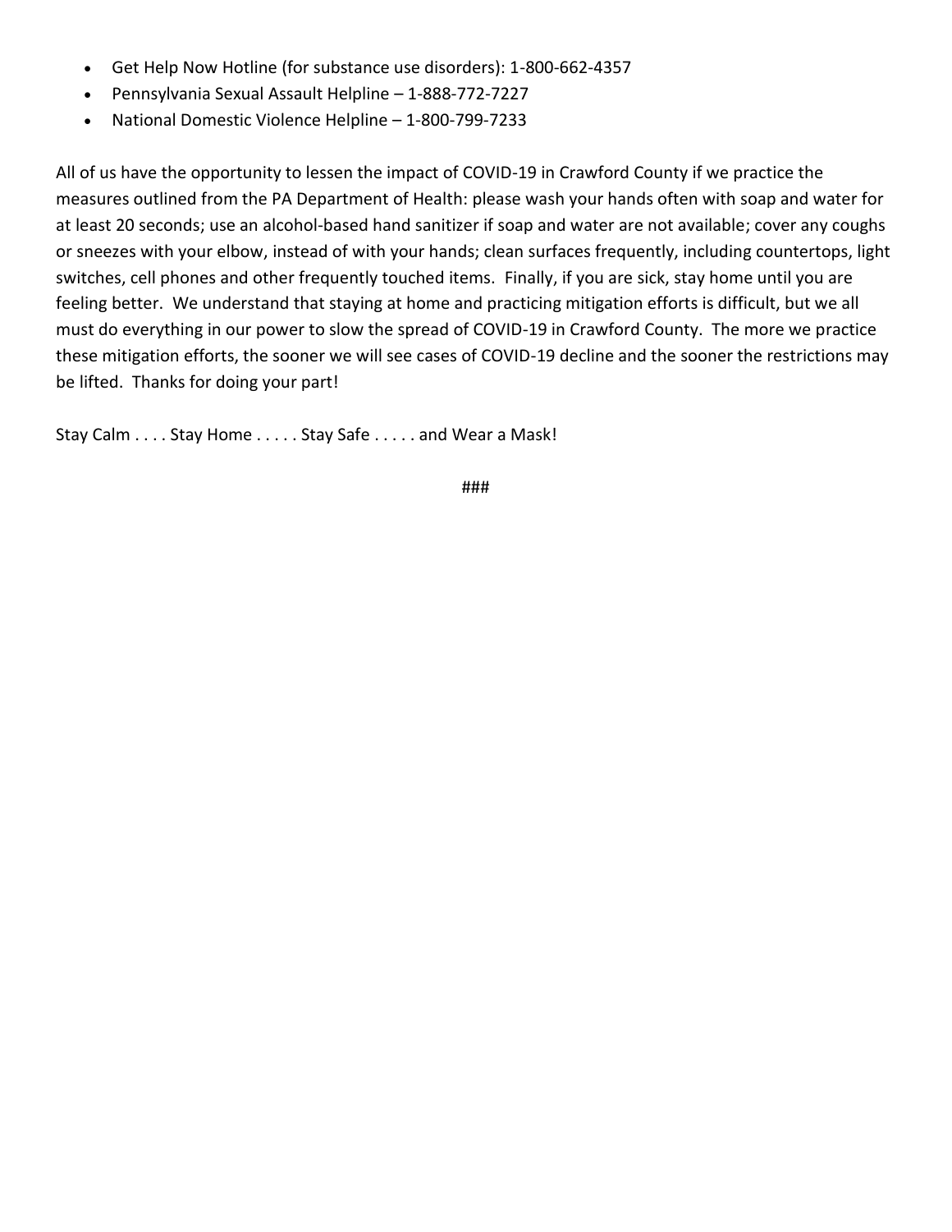- Get Help Now Hotline (for substance use disorders): 1-800-662-4357
- Pennsylvania Sexual Assault Helpline – 1-888-772-7227
- National Domestic Violence Helpline – 1-800-799-7233

All of us have the opportunity to lessen the impact of COVID-19 in Crawford County if we practice the measures outlined from the PA Department of Health: please wash your hands often with soap and water for at least 20 seconds; use an alcohol-based hand sanitizer if soap and water are not available; cover any coughs or sneezes with your elbow, instead of with your hands; clean surfaces frequently, including countertops, light switches, cell phones and other frequently touched items. Finally, if you are sick, stay home until you are feeling better. We understand that staying at home and practicing mitigation efforts is difficult, but we all must do everything in our power to slow the spread of COVID-19 in Crawford County. The more we practice these mitigation efforts, the sooner we will see cases of COVID-19 decline and the sooner the restrictions may be lifted. Thanks for doing your part!

Stay Calm . . . . Stay Home . . . . . Stay Safe . . . . . and Wear a Mask!

###